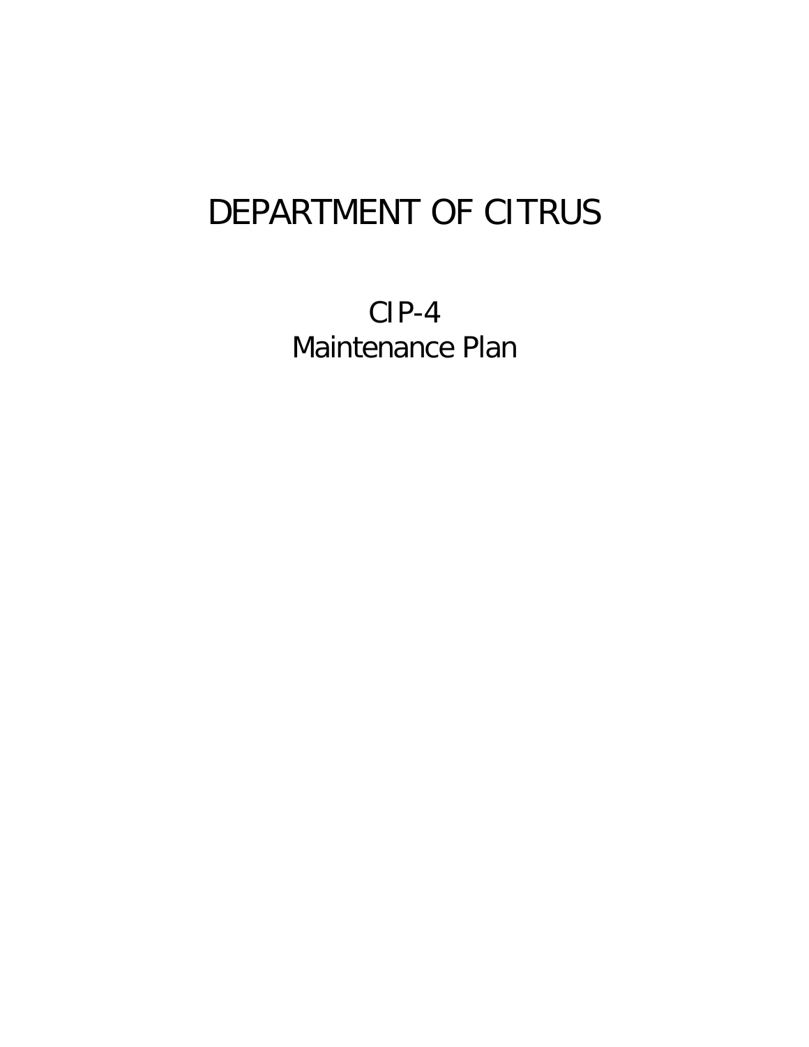# DEPARTMENT OF CITRUS

## CIP-4
## Maintenance Plan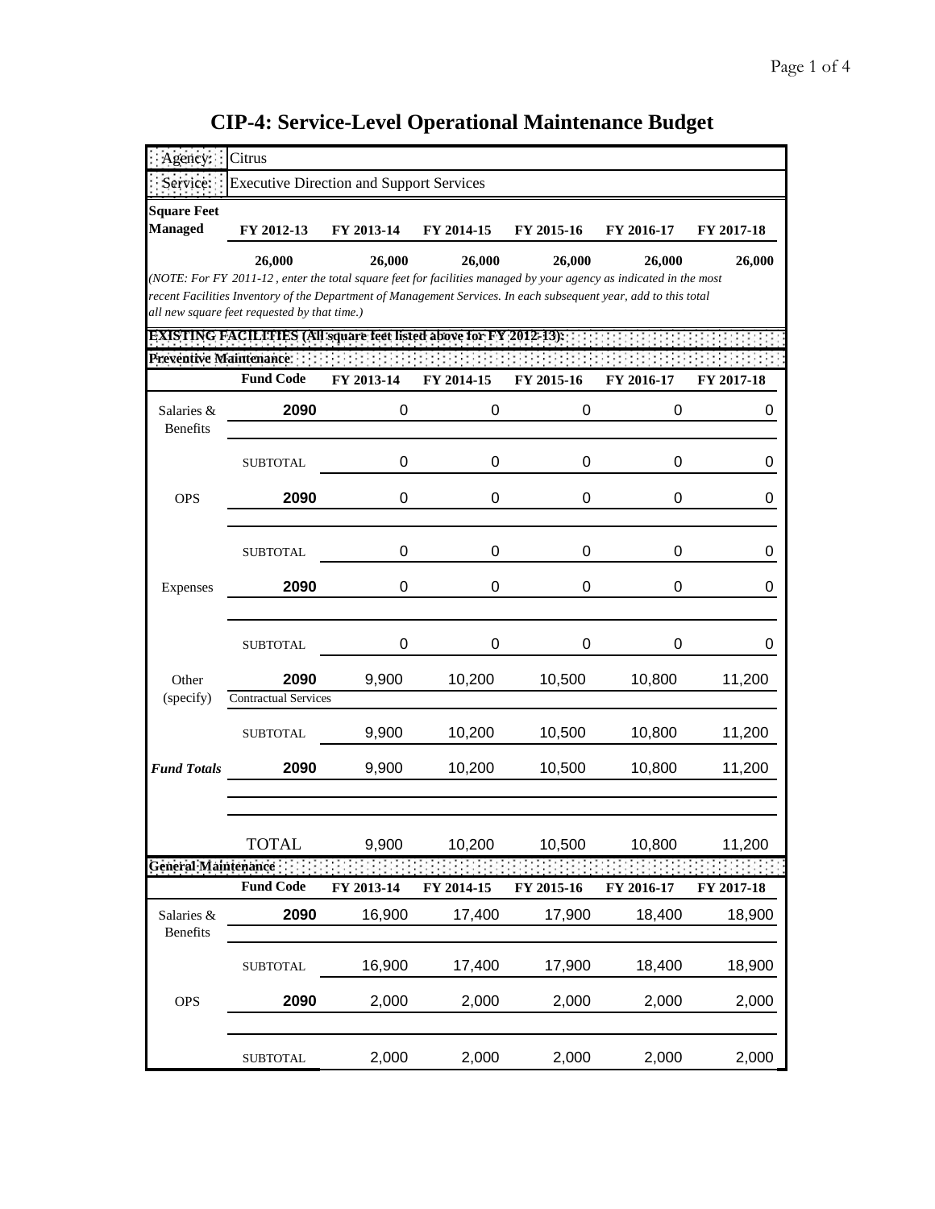# CIP-4: Service-Level Operational Maintenance Budget

| Agency: | Citrus |
|---|---|
| Service: | Executive Direction and Support Services |

| Square Feet Managed | FY 2012-13 | FY 2013-14 | FY 2014-15 | FY 2015-16 | FY 2016-17 | FY 2017-18 |
|---|---|---|---|---|---|---|
| | 26,000 | 26,000 | 26,000 | 26,000 | 26,000 | 26,000 |

*(NOTE: For FY 2011-12 , enter the total square feet for facilities managed by your agency as indicated in the most recent Facilities Inventory of the Department of Management Services. In each subsequent year, add to this total all new square feet requested by that time.)*

**EXISTING FACILITIES (All square feet listed above for FY 2012-13):**

**Preventive Maintenance**

| | Fund Code | FY 2013-14 | FY 2014-15 | FY 2015-16 | FY 2016-17 | FY 2017-18 |
|---|---|---|---|---|---|---|
| Salaries & Benefits | 2090 | 0 | 0 | 0 | 0 | 0 |
| | SUBTOTAL | 0 | 0 | 0 | 0 | 0 |
| OPS | 2090 | 0 | 0 | 0 | 0 | 0 |
| | SUBTOTAL | 0 | 0 | 0 | 0 | 0 |
| Expenses | 2090 | 0 | 0 | 0 | 0 | 0 |
| | SUBTOTAL | 0 | 0 | 0 | 0 | 0 |
| Other (specify) | 2090 | 9,900 | 10,200 | 10,500 | 10,800 | 11,200 |
| | Contractual Services | | | | | |
| | SUBTOTAL | 9,900 | 10,200 | 10,500 | 10,800 | 11,200 |
| *Fund Totals* | 2090 | 9,900 | 10,200 | 10,500 | 10,800 | 11,200 |
| | TOTAL | 9,900 | 10,200 | 10,500 | 10,800 | 11,200 |

**General Maintenance**

| | Fund Code | FY 2013-14 | FY 2014-15 | FY 2015-16 | FY 2016-17 | FY 2017-18 |
|---|---|---|---|---|---|---|
| Salaries & Benefits | 2090 | 16,900 | 17,400 | 17,900 | 18,400 | 18,900 |
| | SUBTOTAL | 16,900 | 17,400 | 17,900 | 18,400 | 18,900 |
| OPS | 2090 | 2,000 | 2,000 | 2,000 | 2,000 | 2,000 |
| | SUBTOTAL | 2,000 | 2,000 | 2,000 | 2,000 | 2,000 |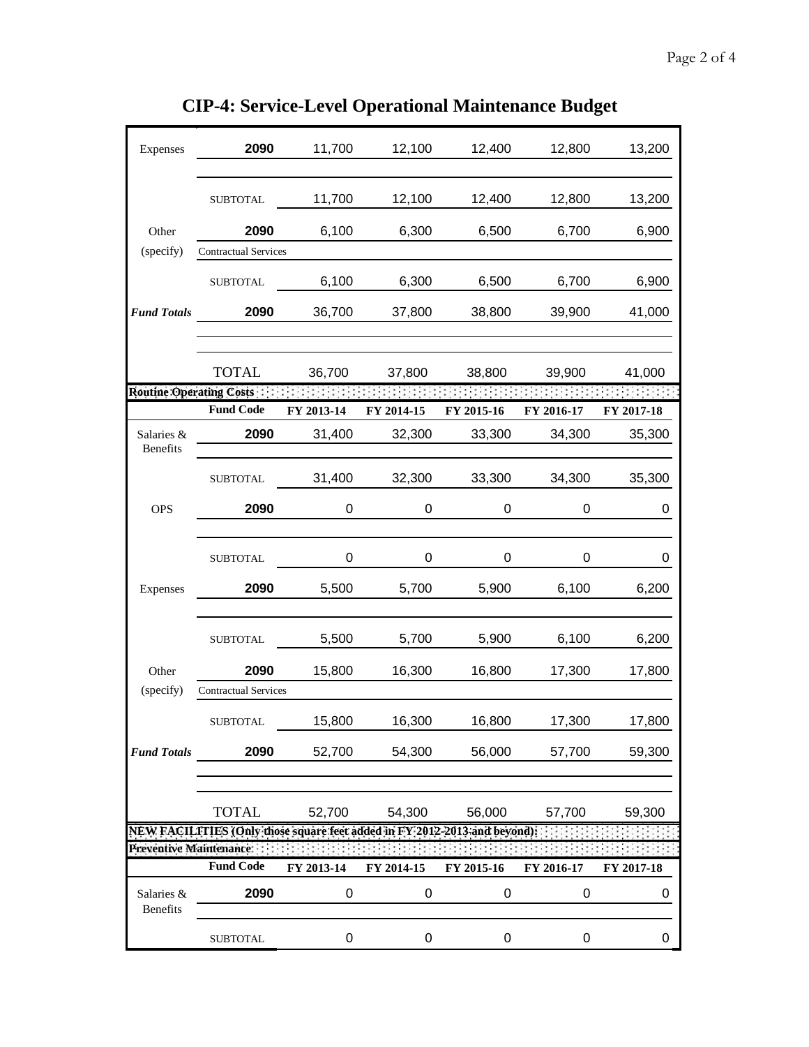# CIP-4: Service-Level Operational Maintenance Budget

| | | | | | | |
|---|---|---|---|---|---|---|
| Expenses | 2090 | 11,700 | 12,100 | 12,400 | 12,800 | 13,200 |
| | SUBTOTAL | 11,700 | 12,100 | 12,400 | 12,800 | 13,200 |
| Other (specify) | 2090 Contractual Services | 6,100 | 6,300 | 6,500 | 6,700 | 6,900 |
| | SUBTOTAL | 6,100 | 6,300 | 6,500 | 6,700 | 6,900 |
| ***Fund Totals*** | 2090 | 36,700 | 37,800 | 38,800 | 39,900 | 41,000 |
| | TOTAL | 36,700 | 37,800 | 38,800 | 39,900 | 41,000 |

**Routine Operating Costs**

| | Fund Code | FY 2013-14 | FY 2014-15 | FY 2015-16 | FY 2016-17 | FY 2017-18 |
|---|---|---|---|---|---|---|
| Salaries & Benefits | 2090 | 31,400 | 32,300 | 33,300 | 34,300 | 35,300 |
| | SUBTOTAL | 31,400 | 32,300 | 33,300 | 34,300 | 35,300 |
| OPS | 2090 | 0 | 0 | 0 | 0 | 0 |
| | SUBTOTAL | 0 | 0 | 0 | 0 | 0 |
| Expenses | 2090 | 5,500 | 5,700 | 5,900 | 6,100 | 6,200 |
| | SUBTOTAL | 5,500 | 5,700 | 5,900 | 6,100 | 6,200 |
| Other (specify) | 2090 Contractual Services | 15,800 | 16,300 | 16,800 | 17,300 | 17,800 |
| | SUBTOTAL | 15,800 | 16,300 | 16,800 | 17,300 | 17,800 |
| ***Fund Totals*** | 2090 | 52,700 | 54,300 | 56,000 | 57,700 | 59,300 |
| | TOTAL | 52,700 | 54,300 | 56,000 | 57,700 | 59,300 |

**NEW FACILITIES (Only those square feet added in FY 2012-2013 and beyond):**

**Preventive Maintenance**

| | Fund Code | FY 2013-14 | FY 2014-15 | FY 2015-16 | FY 2016-17 | FY 2017-18 |
|---|---|---|---|---|---|---|
| Salaries & Benefits | 2090 | 0 | 0 | 0 | 0 | 0 |
| | SUBTOTAL | 0 | 0 | 0 | 0 | 0 |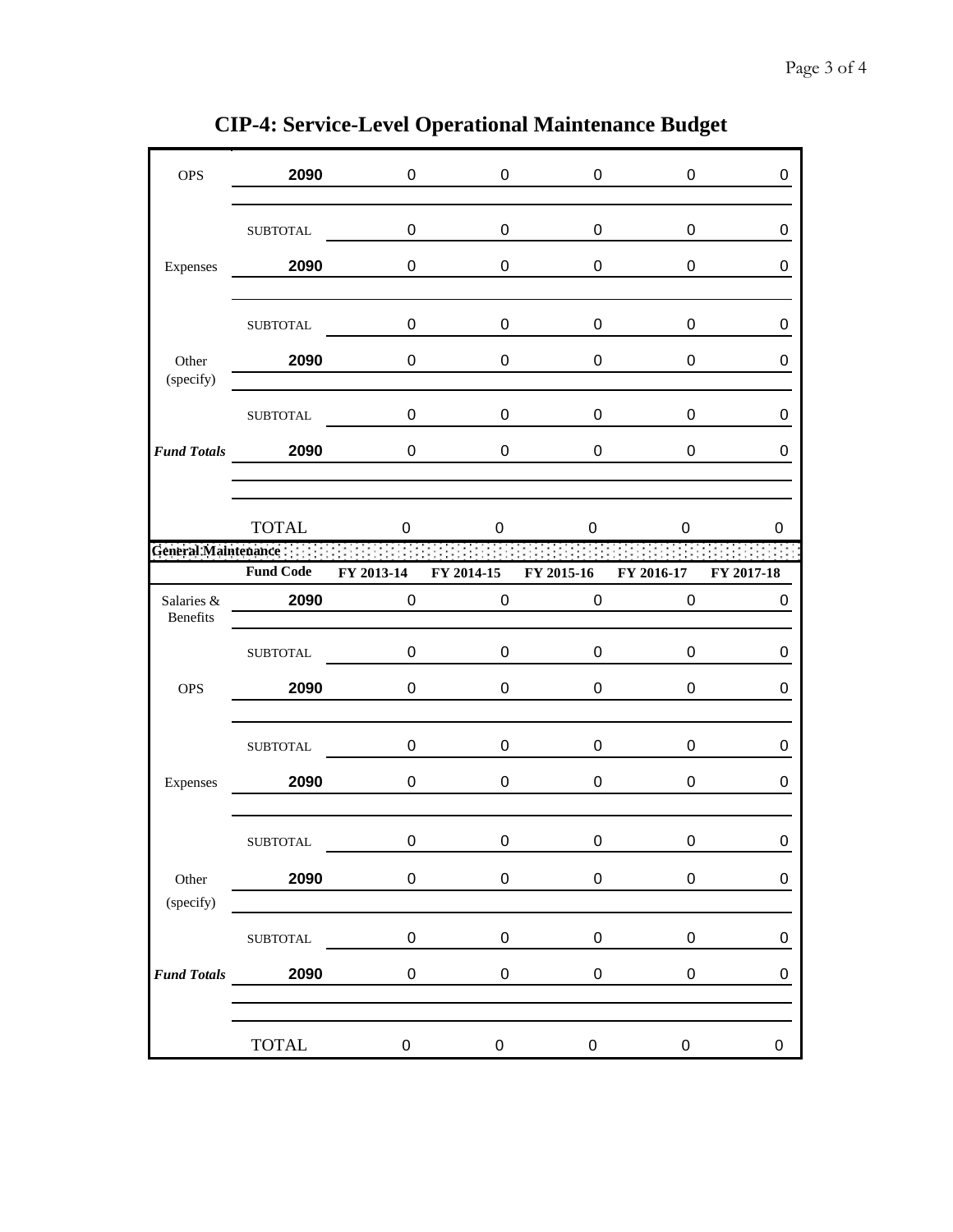# CIP-4: Service-Level Operational Maintenance Budget

| | | | | | | |
|---|---|---|---|---|---|---|
| OPS | 2090 | 0 | 0 | 0 | 0 | 0 |
| | | | | | | |
| | SUBTOTAL | 0 | 0 | 0 | 0 | 0 |
| Expenses | 2090 | 0 | 0 | 0 | 0 | 0 |
| | | | | | | |
| | SUBTOTAL | 0 | 0 | 0 | 0 | 0 |
| Other (specify) | 2090 | 0 | 0 | 0 | 0 | 0 |
| | SUBTOTAL | 0 | 0 | 0 | 0 | 0 |
| ***Fund Totals*** | 2090 | 0 | 0 | 0 | 0 | 0 |
| | | | | | | |
| | | | | | | |
| | TOTAL | 0 | 0 | 0 | 0 | 0 |

**General Maintenance**

| | Fund Code | FY 2013-14 | FY 2014-15 | FY 2015-16 | FY 2016-17 | FY 2017-18 |
|---|---|---|---|---|---|---|
| Salaries & Benefits | 2090 | 0 | 0 | 0 | 0 | 0 |
| | SUBTOTAL | 0 | 0 | 0 | 0 | 0 |
| OPS | 2090 | 0 | 0 | 0 | 0 | 0 |
| | | | | | | |
| | SUBTOTAL | 0 | 0 | 0 | 0 | 0 |
| Expenses | 2090 | 0 | 0 | 0 | 0 | 0 |
| | | | | | | |
| | SUBTOTAL | 0 | 0 | 0 | 0 | 0 |
| Other (specify) | 2090 | 0 | 0 | 0 | 0 | 0 |
| | SUBTOTAL | 0 | 0 | 0 | 0 | 0 |
| ***Fund Totals*** | 2090 | 0 | 0 | 0 | 0 | 0 |
| | | | | | | |
| | | | | | | |
| | TOTAL | 0 | 0 | 0 | 0 | 0 |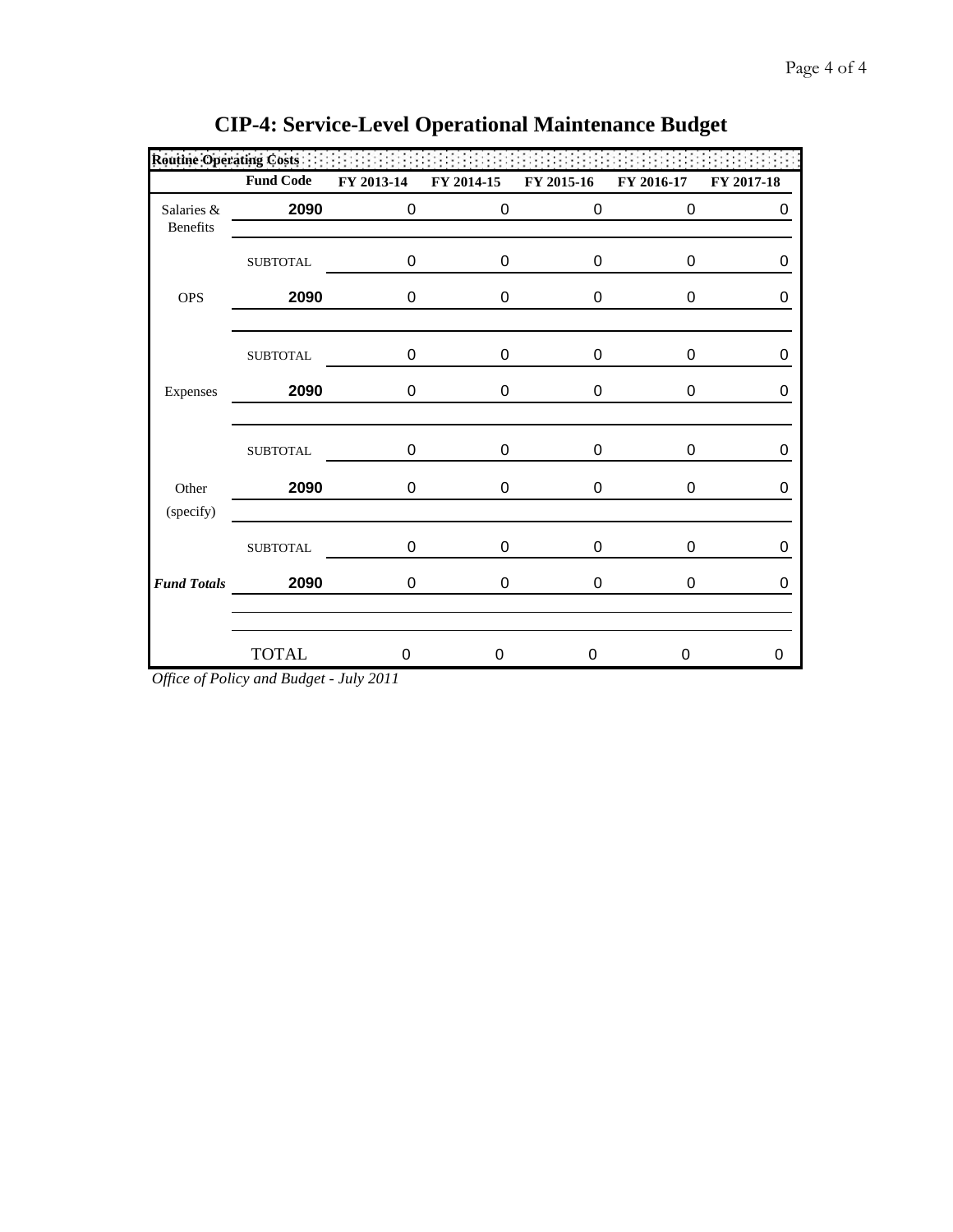# CIP-4: Service-Level Operational Maintenance Budget

| Routine Operating Costs | Fund Code | FY 2013-14 | FY 2014-15 | FY 2015-16 | FY 2016-17 | FY 2017-18 |
|---|---|---|---|---|---|---|
| Salaries & Benefits | 2090 | 0 | 0 | 0 | 0 | 0 |
| | | | | | | |
| | SUBTOTAL | 0 | 0 | 0 | 0 | 0 |
| OPS | 2090 | 0 | 0 | 0 | 0 | 0 |
| | | | | | | |
| | SUBTOTAL | 0 | 0 | 0 | 0 | 0 |
| Expenses | 2090 | 0 | 0 | 0 | 0 | 0 |
| | | | | | | |
| | SUBTOTAL | 0 | 0 | 0 | 0 | 0 |
| Other (specify) | 2090 | 0 | 0 | 0 | 0 | 0 |
| | | | | | | |
| | SUBTOTAL | 0 | 0 | 0 | 0 | 0 |
| ***Fund Totals*** | 2090 | 0 | 0 | 0 | 0 | 0 |
| | | | | | | |
| | | | | | | |
| | TOTAL | 0 | 0 | 0 | 0 | 0 |

*Office of Policy and Budget - July 2011*